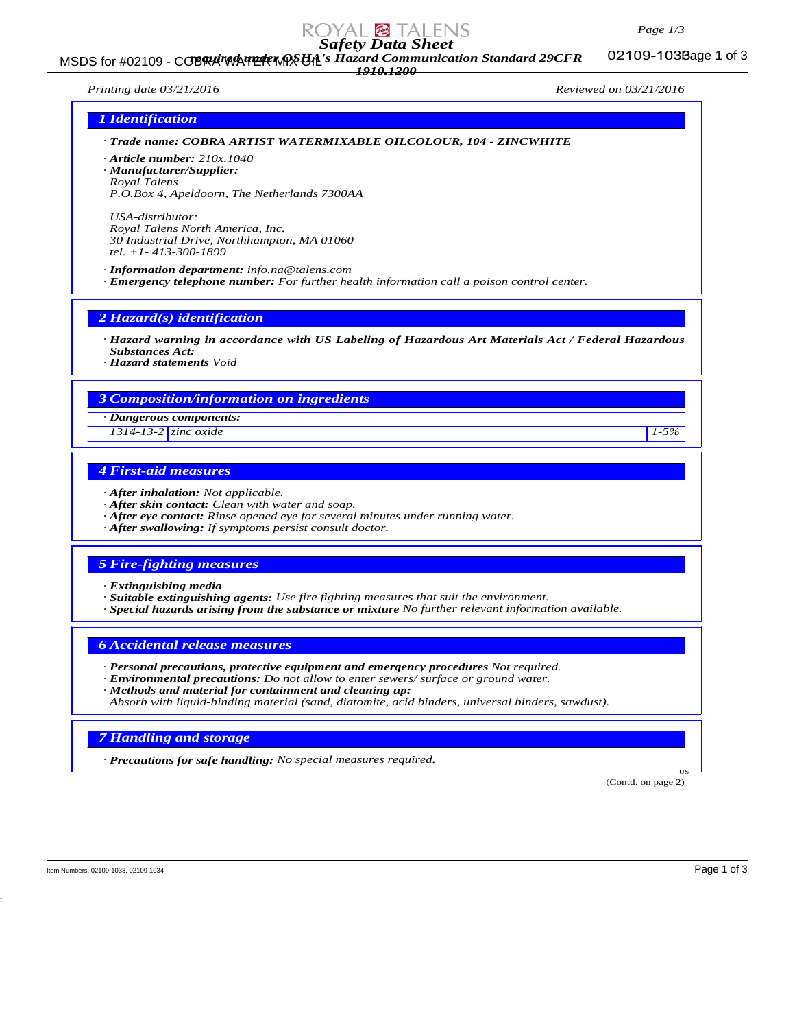# Safety Data Sheet

*required under OSHA's Hazard Communication Standard 29CFR 1910.1200*

*Printing date 03/21/2016* *Reviewed on 03/21/2016*

## 1 Identification

· **Trade name:** **COBRA ARTIST WATERMIXABLE OILCOLOUR, 104 - ZINCWHITE**

· **Article number:** *210x.1040*

· **Manufacturer/Supplier:**
*Royal Talens*
*P.O.Box 4, Apeldoorn, The Netherlands 7300AA*

*USA-distributor:*
*Royal Talens North America, Inc.*
*30 Industrial Drive, Northhampton, MA 01060*
*tel. +1- 413-300-1899*

· **Information department:** *info.na@talens.com*

· **Emergency telephone number:** *For further health information call a poison control center.*

## 2 Hazard(s) identification

· **Hazard warning in accordance with US Labeling of Hazardous Art Materials Act / Federal Hazardous Substances Act:**

· **Hazard statements** *Void*

## 3 Composition/information on ingredients

· **Dangerous components:**

| | | |
|---|---|---|
| 1314-13-2 | zinc oxide | 1-5% |

## 4 First-aid measures

· **After inhalation:** *Not applicable.*

· **After skin contact:** *Clean with water and soap.*

· **After eye contact:** *Rinse opened eye for several minutes under running water.*

· **After swallowing:** *If symptoms persist consult doctor.*

## 5 Fire-fighting measures

· **Extinguishing media**

· **Suitable extinguishing agents:** *Use fire fighting measures that suit the environment.*

· **Special hazards arising from the substance or mixture** *No further relevant information available.*

## 6 Accidental release measures

· **Personal precautions, protective equipment and emergency procedures** *Not required.*

· **Environmental precautions:** *Do not allow to enter sewers/ surface or ground water.*

· **Methods and material for containment and cleaning up:**
*Absorb with liquid-binding material (sand, diatomite, acid binders, universal binders, sawdust).*

## 7 Handling and storage

· **Precautions for safe handling:** *No special measures required.*

(Contd. on page 2)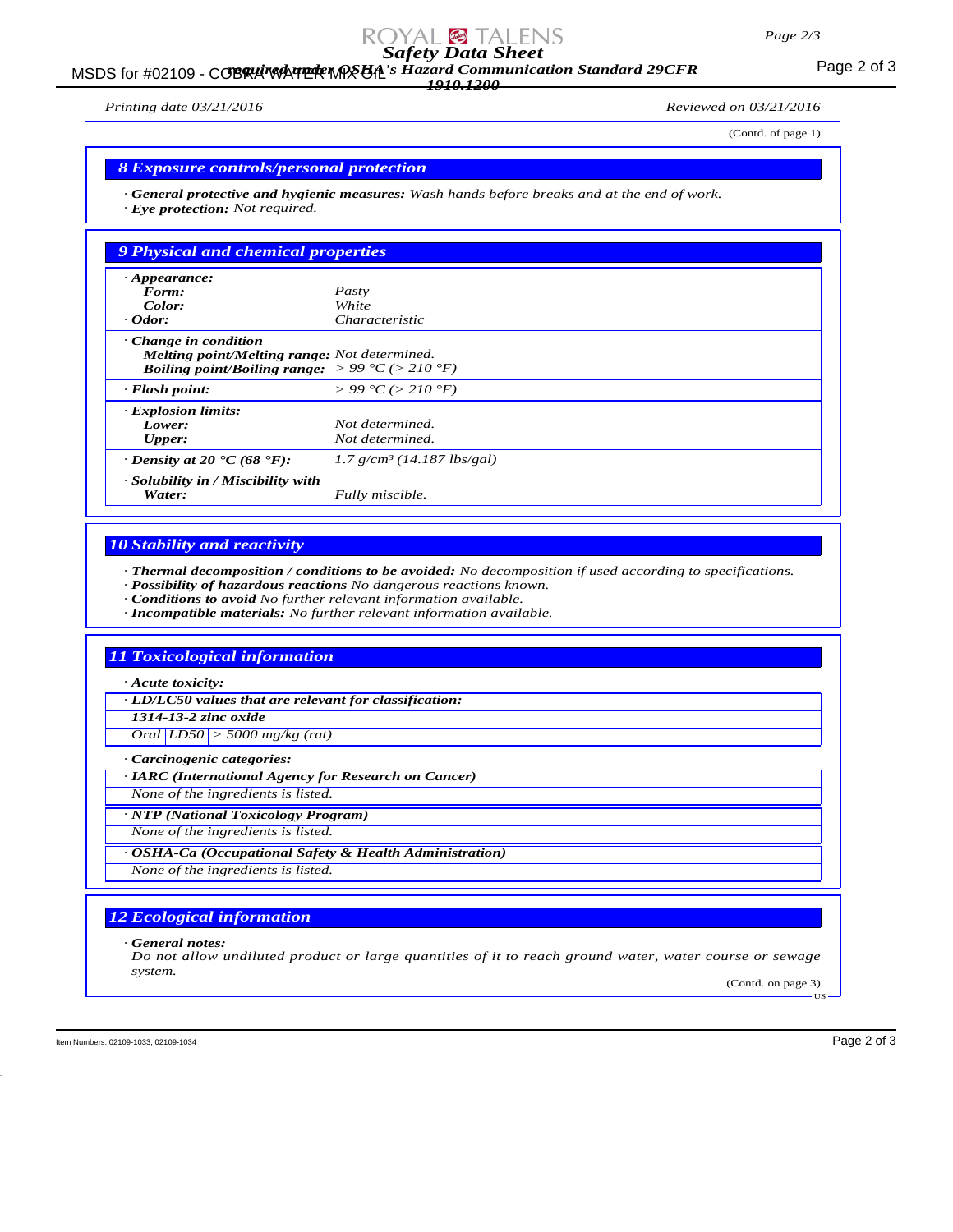Printing date 03/21/2016 Reviewed on 03/21/2016

(Contd. of page 1)

## 8 Exposure controls/personal protection

· **General protective and hygienic measures:** Wash hands before breaks and at the end of work.
· **Eye protection:** Not required.

## 9 Physical and chemical properties

| | |
|---|---|
| · **Appearance:** | |
| **Form:** | Pasty |
| **Color:** | White |
| · **Odor:** | Characteristic |
| · **Change in condition** | |
| **Melting point/Melting range:** | Not determined. |
| **Boiling point/Boiling range:** | > 99 °C (> 210 °F) |
| · **Flash point:** | > 99 °C (> 210 °F) |
| · **Explosion limits:** | |
| **Lower:** | Not determined. |
| **Upper:** | Not determined. |
| · **Density at 20 °C (68 °F):** | 1.7 g/cm³ (14.187 lbs/gal) |
| · **Solubility in / Miscibility with** | |
| **Water:** | Fully miscible. |

## 10 Stability and reactivity

· **Thermal decomposition / conditions to be avoided:** No decomposition if used according to specifications.
· **Possibility of hazardous reactions** No dangerous reactions known.
· **Conditions to avoid** No further relevant information available.
· **Incompatible materials:** No further relevant information available.

## 11 Toxicological information

· **Acute toxicity:**

· **LD/LC50 values that are relevant for classification:**

**1314-13-2 zinc oxide**

| Oral | LD50 | > 5000 mg/kg (rat) |
|---|---|---|

· **Carcinogenic categories:**

· **IARC (International Agency for Research on Cancer)**

None of the ingredients is listed.

· **NTP (National Toxicology Program)**

None of the ingredients is listed.

· **OSHA-Ca (Occupational Safety & Health Administration)**

None of the ingredients is listed.

## 12 Ecological information

· **General notes:**
Do not allow undiluted product or large quantities of it to reach ground water, water course or sewage system.

(Contd. on page 3)

Item Numbers: 02109-1033, 02109-1034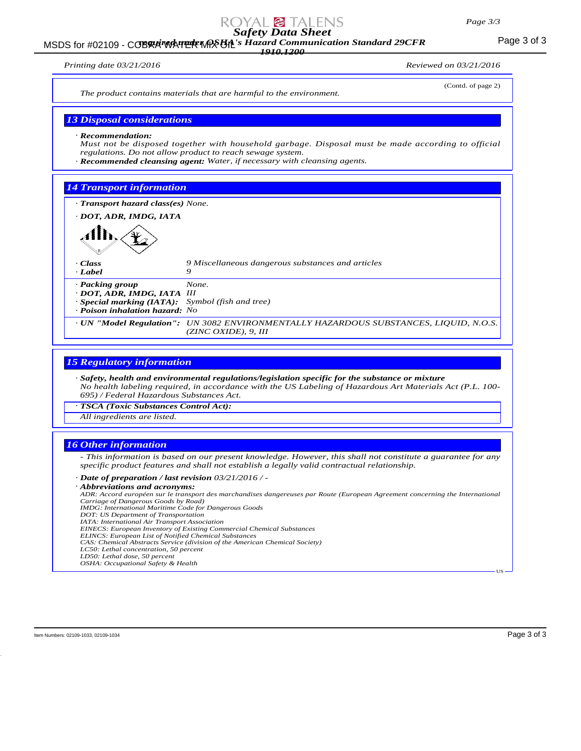(Contd. of page 2)

The product contains materials that are harmful to the environment.

## 13 Disposal considerations

· **Recommendation:**
Must not be disposed together with household garbage. Disposal must be made according to official regulations. Do not allow product to reach sewage system.

· **Recommended cleansing agent:** Water, if necessary with cleansing agents.

## 14 Transport information

· **Transport hazard class(es)** None.

· **DOT, ADR, IMDG, IATA**

| | |
|---|---|
| · **Class** | 9 Miscellaneous dangerous substances and articles |
| · **Label** | 9 |
| · **Packing group** | None. |
| · **DOT, ADR, IMDG, IATA** | III |
| · **Special marking (IATA):** | Symbol (fish and tree) |
| · **Poison inhalation hazard:** | No |
| · **UN "Model Regulation":** | UN 3082 ENVIRONMENTALLY HAZARDOUS SUBSTANCES, LIQUID, N.O.S. (ZINC OXIDE), 9, III |

## 15 Regulatory information

· **Safety, health and environmental regulations/legislation specific for the substance or mixture**
No health labeling required, in accordance with the US Labeling of Hazardous Art Materials Act (P.L. 100-695) / Federal Hazardous Substances Act.

· **TSCA (Toxic Substances Control Act):**
All ingredients are listed.

## 16 Other information

- This information is based on our present knowledge. However, this shall not constitute a guarantee for any specific product features and shall not establish a legally valid contractual relationship.

· **Date of preparation / last revision** 03/21/2016 / -

· **Abbreviations and acronyms:**
ADR: Accord européen sur le transport des marchandises dangereuses par Route (European Agreement concerning the International Carriage of Dangerous Goods by Road)
IMDG: International Maritime Code for Dangerous Goods
DOT: US Department of Transportation
IATA: International Air Transport Association
EINECS: European Inventory of Existing Commercial Chemical Substances
ELINCS: European List of Notified Chemical Substances
CAS: Chemical Abstracts Service (division of the American Chemical Society)
LC50: Lethal concentration, 50 percent
LD50: Lethal dose, 50 percent
OSHA: Occupational Safety & Health

Item Numbers: 02109-1033, 02109-1034